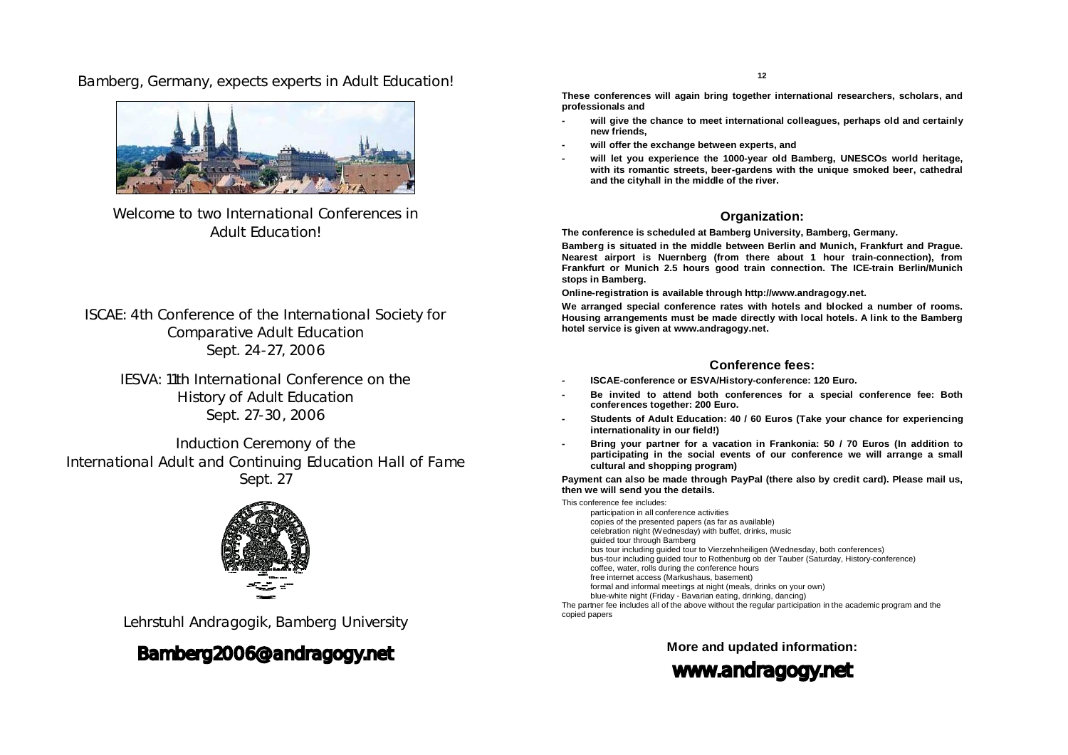Bamberg, Germany, expects experts in Adult Education!

Welcome to two International Conferences in Adult Education!

ISCAE: 4th Conference of the International Society for Comparative Adult Education
Sept. 24-27, 2006

IESVA: 11th International Conference on the History of Adult Education
Sept. 27-30, 2006

Induction Ceremony of the
International Adult and Continuing Education Hall of Fame
Sept. 27

Lehrstuhl Andragogik, Bamberg University

**Bamberg2006@andragogy.net**

**These conferences will again bring together international researchers, scholars, and professionals and**

- **will give the chance to meet international colleagues, perhaps old and certainly new friends,**
- **will offer the exchange between experts, and**
- **will let you experience the 1000-year old Bamberg, UNESCOs world heritage, with its romantic streets, beer-gardens with the unique smoked beer, cathedral and the cityhall in the middle of the river.**

## Organization:

**The conference is scheduled at Bamberg University, Bamberg, Germany.**

**Bamberg is situated in the middle between Berlin and Munich, Frankfurt and Prague. Nearest airport is Nuernberg (from there about 1 hour train-connection), from Frankfurt or Munich 2.5 hours good train connection. The ICE-train Berlin/Munich stops in Bamberg.**

**Online-registration is available through http://www.andragogy.net.**

**We arranged special conference rates with hotels and blocked a number of rooms. Housing arrangements must be made directly with local hotels. A link to the Bamberg hotel service is given at www.andragogy.net.**

## Conference fees:

- **ISCAE-conference or ESVA/History-conference: 120 Euro.**
- **Be invited to attend both conferences for a special conference fee: Both conferences together: 200 Euro.**
- **Students of Adult Education: 40 / 60 Euros (Take your chance for experiencing internationality in our field!)**
- **Bring your partner for a vacation in Frankonia: 50 / 70 Euros (In addition to participating in the social events of our conference we will arrange a small cultural and shopping program)**

**Payment can also be made through PayPal (there also by credit card). Please mail us, then we will send you the details.**

This conference fee includes:

- participation in all conference activities
- copies of the presented papers (as far as available)
- celebration night (Wednesday) with buffet, drinks, music
- guided tour through Bamberg
- bus tour including guided tour to Vierzehnheiligen (Wednesday, both conferences)
- bus-tour including guided tour to Rothenburg ob der Tauber (Saturday, History-conference)
- coffee, water, rolls during the conference hours
- free internet access (Markushaus, basement)
- formal and informal meetings at night (meals, drinks on your own)
- blue-white night (Friday - Bavarian eating, drinking, dancing)

The partner fee includes all of the above without the regular participation in the academic program and the copied papers

**More and updated information:**

**www.andragogy.net**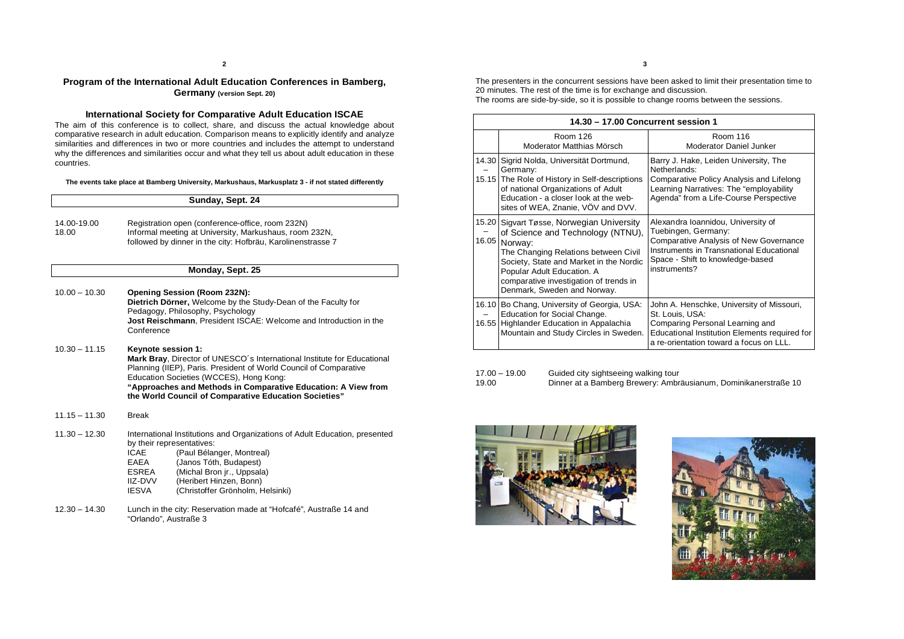## Program of the International Adult Education Conferences in Bamberg, Germany (version Sept. 20)

### International Society for Comparative Adult Education ISCAE

The aim of this conference is to collect, share, and discuss the actual knowledge about comparative research in adult education. Comparison means to explicitly identify and analyze similarities and differences in two or more countries and includes the attempt to understand why the differences and similarities occur and what they tell us about adult education in these countries.

**The events take place at Bamberg University, Markushaus, Markusplatz 3 - if not stated differently**

### Sunday, Sept. 24

14.00-19.00 Registration open (conference-office, room 232N)

18.00 Informal meeting at University, Markushaus, room 232N, followed by dinner in the city: Hofbräu, Karolinenstrasse 7

### Monday, Sept. 25

10.00 – 10.30 **Opening Session (Room 232N):**
**Dietrich Dörner,** Welcome by the Study-Dean of the Faculty for Pedagogy, Philosophy, Psychology
**Jost Reischmann**, President ISCAE: Welcome and Introduction in the Conference

10.30 – 11.15 **Keynote session 1:**
**Mark Bray**, Director of UNESCO´s International Institute for Educational Planning (IIEP), Paris. President of World Council of Comparative Education Societies (WCCES), Hong Kong:
**"Approaches and Methods in Comparative Education: A View from the World Council of Comparative Education Societies"**

11.15 – 11.30 Break

11.30 – 12.30 International Institutions and Organizations of Adult Education, presented by their representatives:

- ICAE (Paul Bélanger, Montreal)
- EAEA (Janos Tóth, Budapest)
- ESREA (Michal Bron jr., Uppsala)
- IIZ-DVV (Heribert Hinzen, Bonn)
- IESVA (Christoffer Grönholm, Helsinki)

12.30 – 14.30 Lunch in the city: Reservation made at "Hofcafé", Austraße 14 and "Orlando", Austraße 3

The presenters in the concurrent sessions have been asked to limit their presentation time to 20 minutes. The rest of the time is for exchange and discussion.
The rooms are side-by-side, so it is possible to change rooms between the sessions.

| 14.30 – 17.00 Concurrent session 1 | | |
|---|---|---|
| | Room 126<br>Moderator Matthias Mörsch | Room 116<br>Moderator Daniel Junker |
| 14.30 – 15.15 | Sigrid Nolda, Universität Dortmund, Germany:<br>The Role of History in Self-descriptions of national Organizations of Adult Education - a closer look at the web-sites of WEA, Znanie, VÖV and DVV. | Barry J. Hake, Leiden University, The Netherlands:<br>Comparative Policy Analysis and Lifelong Learning Narratives: The "employability Agenda" from a Life-Course Perspective |
| 15.20 – 16.05 | Sigvart Tøsse, Norwegian University of Science and Technology (NTNU), Norway:<br>The Changing Relations between Civil Society, State and Market in the Nordic Popular Adult Education. A comparative investigation of trends in Denmark, Sweden and Norway. | Alexandra Ioannidou, University of Tuebingen, Germany:<br>Comparative Analysis of New Governance Instruments in Transnational Educational Space - Shift to knowledge-based instruments? |
| 16.10 – 16.55 | Bo Chang, University of Georgia, USA:<br>Education for Social Change.<br>Highlander Education in Appalachia Mountain and Study Circles in Sweden. | John A. Henschke, University of Missouri, St. Louis, USA:<br>Comparing Personal Learning and Educational Institution Elements required for a re-orientation toward a focus on LLL. |

17.00 – 19.00 Guided city sightseeing walking tour

19.00 Dinner at a Bamberg Brewery: Ambräusianum, Dominikanerstraße 10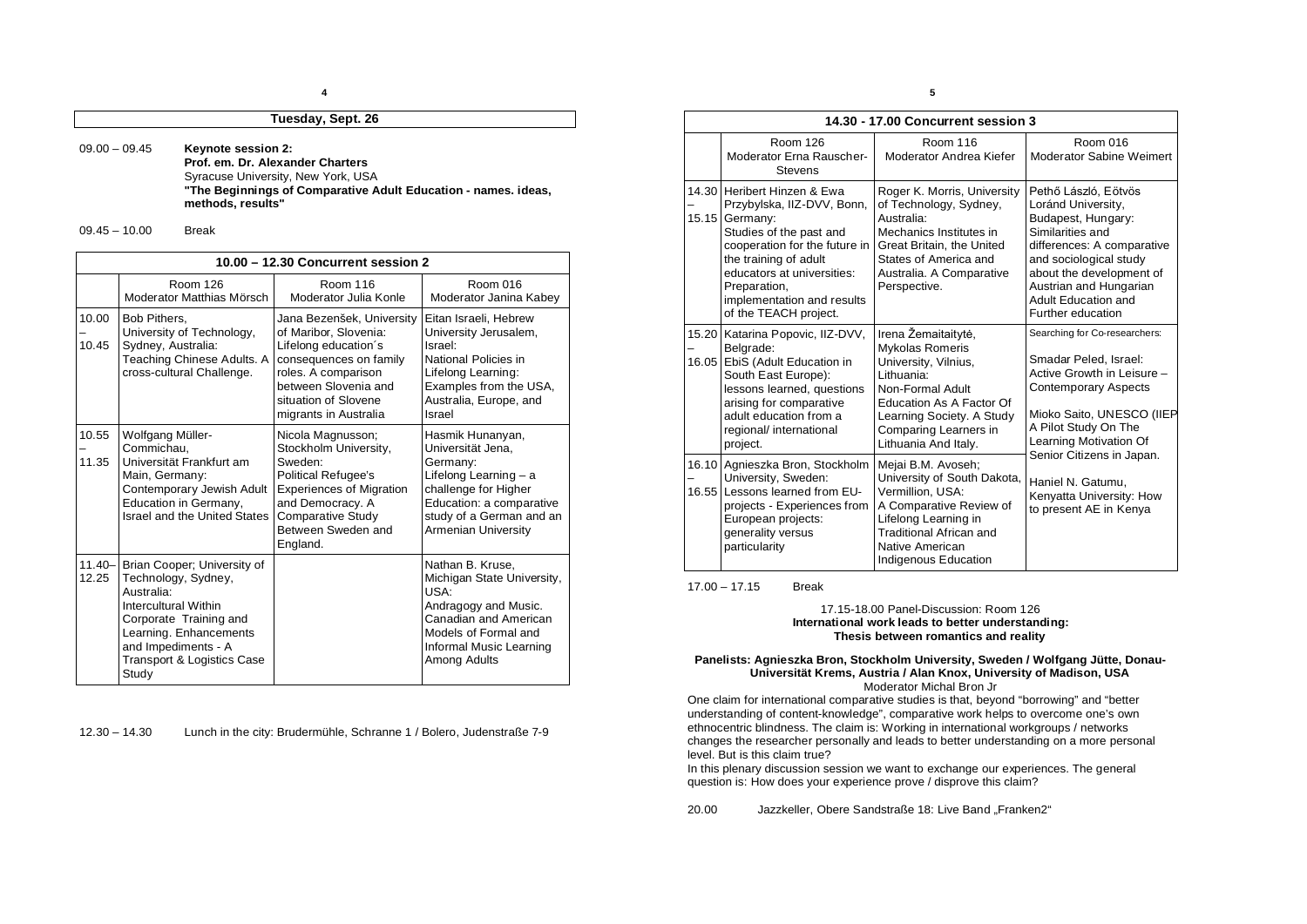## Tuesday, Sept. 26

09.00 – 09.45 **Keynote session 2:**
**Prof. em. Dr. Alexander Charters**
Syracuse University, New York, USA
**"The Beginnings of Comparative Adult Education - names. ideas, methods, results"**

09.45 – 10.00 Break

| 10.00 – 12.30 Concurrent session 2 | | | |
|---|---|---|---|
| | Room 126<br>Moderator Matthias Mörsch | Room 116<br>Moderator Julia Konle | Room 016<br>Moderator Janina Kabey |
| 10.00 – 10.45 | Bob Pithers, University of Technology, Sydney, Australia: Teaching Chinese Adults. A cross-cultural Challenge. | Jana Bezenšek, University of Maribor, Slovenia: Lifelong education´s consequences on family roles. A comparison between Slovenia and situation of Slovene migrants in Australia | Eitan Israeli, Hebrew University Jerusalem, Israel: National Policies in Lifelong Learning: Examples from the USA, Australia, Europe, and Israel |
| 10.55 – 11.35 | Wolfgang Müller-Commichau, Universität Frankfurt am Main, Germany: Contemporary Jewish Adult Education in Germany, Israel and the United States | Nicola Magnusson; Stockholm University, Sweden: Political Refugee's Experiences of Migration and Democracy. A Comparative Study Between Sweden and England. | Hasmik Hunanyan, Universität Jena, Germany: Lifelong Learning – a challenge for Higher Education: a comparative study of a German and an Armenian University |
| 11.40– 12.25 | Brian Cooper; University of Technology, Sydney, Australia: Intercultural Within Corporate Training and Learning. Enhancements and Impediments - A Transport & Logistics Case Study | | Nathan B. Kruse, Michigan State University, USA: Andragogy and Music. Canadian and American Models of Formal and Informal Music Learning Among Adults |

12.30 – 14.30 Lunch in the city: Brudermühle, Schranne 1 / Bolero, Judenstraße 7-9

| 14.30 - 17.00 Concurrent session 3 | | | |
|---|---|---|---|
| | Room 126<br>Moderator Erna Rauscher-Stevens | Room 116<br>Moderator Andrea Kiefer | Room 016<br>Moderator Sabine Weimert |
| 14.30 – 15.15 | Heribert Hinzen & Ewa Przybylska, IIZ-DVV, Bonn, Germany: Studies of the past and cooperation for the future in the training of adult educators at universities: Preparation, implementation and results of the TEACH project. | Roger K. Morris, University of Technology, Sydney, Australia: Mechanics Institutes in Great Britain, the United States of America and Australia. A Comparative Perspective. | Pethő László, Eötvös Loránd University, Budapest, Hungary: Similarities and differences: A comparative and sociological study about the development of Austrian and Hungarian Adult Education and Further education |
| 15.20 – 16.05 | Katarina Popovic, IIZ-DVV, Belgrade: EbiS (Adult Education in South East Europe): lessons learned, questions arising for comparative adult education from a regional/ international project. | Irena Žemaitaitytė, Mykolas Romeris University, Vilnius, Lithuania: Non-Formal Adult Education As A Factor Of Learning Society. A Study Comparing Learners in Lithuania And Italy. | Searching for Co-researchers:<br><br>Smadar Peled, Israel: Active Growth in Leisure – Contemporary Aspects<br><br>Mioko Saito, UNESCO (IIEP A Pilot Study On The Learning Motivation Of Senior Citizens in Japan.<br><br>Haniel N. Gatumu, Kenyatta University: How to present AE in Kenya |
| 16.10 – 16.55 | Agnieszka Bron, Stockholm University, Sweden: Lessons learned from EU-projects - Experiences from European projects: generality versus particularity | Mejai B.M. Avoseh; University of South Dakota, Vermillion, USA: A Comparative Review of Lifelong Learning in Traditional African and Native American Indigenous Education | |

17.00 – 17.15 Break

17.15-18.00 Panel-Discussion: Room 126
**International work leads to better understanding:**
**Thesis between romantics and reality**

**Panelists: Agnieszka Bron, Stockholm University, Sweden / Wolfgang Jütte, Donau-Universität Krems, Austria / Alan Knox, University of Madison, USA**
Moderator Michal Bron Jr

One claim for international comparative studies is that, beyond "borrowing" and "better understanding of content-knowledge", comparative work helps to overcome one's own ethnocentric blindness. The claim is: Working in international workgroups / networks changes the researcher personally and leads to better understanding on a more personal level. But is this claim true?

In this plenary discussion session we want to exchange our experiences. The general question is: How does your experience prove / disprove this claim?

20.00 Jazzkeller, Obere Sandstraße 18: Live Band „Franken2"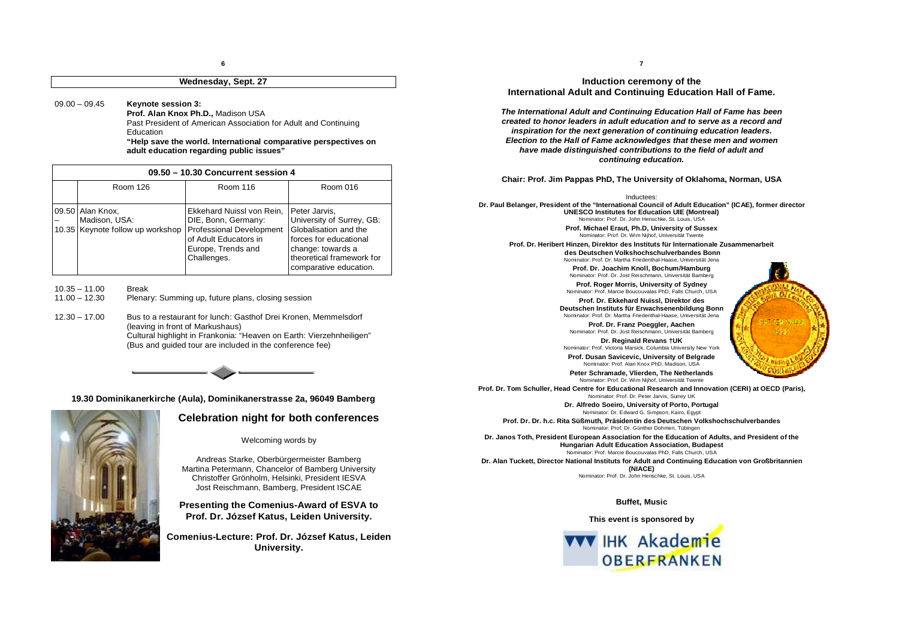## Wednesday, Sept. 27

09.00 – 09.45 **Keynote session 3:**
**Prof. Alan Knox Ph.D.,** Madison USA
Past President of American Association for Adult and Continuing Education
**"Help save the world. International comparative perspectives on adult education regarding public issues"**

| 09.50 – 10.30 Concurrent session 4 | | | |
|---|---|---|---|
| | Room 126 | Room 116 | Room 016 |
| 09.50 – 10.35 | Alan Knox, Madison, USA: Keynote follow up workshop | Ekkehard Nuissl von Rein, DIE, Bonn, Germany: Professional Development of Adult Educators in Europe, Trends and Challenges. | Peter Jarvis, University of Surrey, GB: Globalisation and the forces for educational change: towards a theoretical framework for comparative education. |

10.35 – 11.00 Break
11.00 – 12.30 Plenary: Summing up, future plans, closing session

12.30 – 17.00 Bus to a restaurant for lunch: Gasthof Drei Kronen, Memmelsdorf (leaving in front of Markushaus)
Cultural highlight in Frankonia: "Heaven on Earth: Vierzehnheiligen"
(Bus and guided tour are included in the conference fee)

**19.30 Dominikanerkirche (Aula), Dominikanerstrasse 2a, 96049 Bamberg**

## Celebration night for both conferences

Welcoming words by

Andreas Starke, Oberbürgermeister Bamberg
Martina Petermann, Chancelor of Bamberg University
Christoffer Grönholm, Helsinki, President IESVA
Jost Reischmann, Bamberg, President ISCAE

**Presenting the Comenius-Award of ESVA to Prof. Dr. József Katus, Leiden University.**

**Comenius-Lecture: Prof. Dr. József Katus, Leiden University.**

## Induction ceremony of the International Adult and Continuing Education Hall of Fame.

***The International Adult and Continuing Education Hall of Fame has been created to honor leaders in adult education and to serve as a record and inspiration for the next generation of continuing education leaders. Election to the Hall of Fame acknowledges that these men and women have made distinguished contributions to the field of adult and continuing education.***

**Chair: Prof. Jim Pappas PhD, The University of Oklahoma, Norman, USA**

Inductees:

**Dr. Paul Belanger, President of the "International Council of Adult Education" (ICAE), former director UNESCO Institutes for Education UIE (Montreal)**
Nominator: Prof. Dr. John Henschke, St. Louis, USA

**Prof. Michael Eraut, Ph.D, University of Sussex**
Nominator: Prof. Dr. Wim Nijhof, Universität Twente

**Prof. Dr. Heribert Hinzen, Direktor des Instituts für Internationale Zusammenarbeit des Deutschen Volkshochschulverbandes Bonn**
Nominator: Prof. Dr. Martha Friedenthal-Haase, Universität Jena

**Prof. Dr. Joachim Knoll, Bochum/Hamburg**
Nominator: Prof. Dr. Jost Reischmann, Universität Bamberg

**Prof. Roger Morris, University of Sydney**
Nominator: Prof. Marcie Boucouvalas PhD, Falls Church, USA

**Prof. Dr. Ekkehard Nuissl, Direktor des Deutschen Instituts für Erwachsenenbildung Bonn**
Nominator: Prof. Dr. Martha Friedenthal-Haase, Universität Jena

**Prof. Dr. Franz Poeggler, Aachen**
Nominator: Prof. Dr. Jost Reischmann, Universität Bamberg

**Dr. Reginald Revans †UK**
Nominator: Prof. Victoria Marsick, Columbia University New York

**Prof. Dusan Savicevic, University of Belgrade**
Nominator: Prof. Alan Knox PhD, Madison, USA

**Peter Schramade, Vlierden, The Netherlands**
Nominator: Prof. Dr. Wim Nijhof, Universität Twente

**Prof. Dr. Tom Schuller, Head Centre for Educational Research and Innovation (CERI) at OECD (Paris),**
Nominator: Prof. Dr. Peter Jarvis, Surrey UK

**Dr. Alfredo Soeiro, University of Porto, Portugal**
Nominator: Dr. Edward G. Simpson, Kairo, Egypt

**Prof. Dr. Dr. h.c. Rita Süßmuth, Präsidentin des Deutschen Volkshochschulverbandes**
Nominator: Prof. Dr. Günther Dohmen, Tübingen

**Dr. Janos Toth, President European Association for the Education of Adults, and President of the Hungarian Adult Education Association, Budapest**
Nominator: Prof. Marcie Boucouvalas PhD, Falls Church, USA

**Dr. Alan Tuckett, Director National Instituts for Adult and Continuing Education von Großbritannien (NIACE)**
Nominator: Prof. Dr. John Henschke, St. Louis, USA

**Buffet, Music**

**This event is sponsored by**

IHK Akademie OBERFRANKEN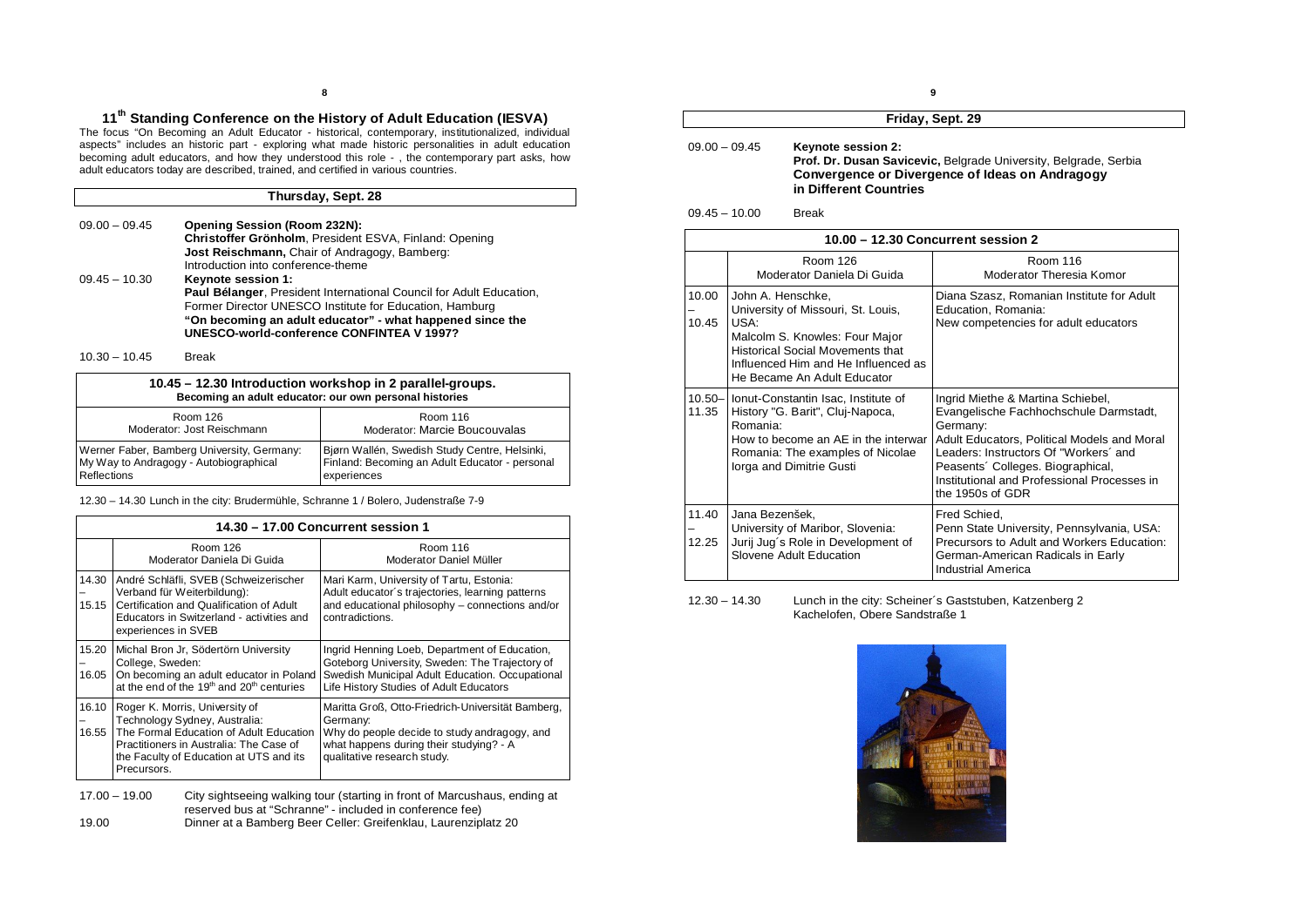# 11th Standing Conference on the History of Adult Education (IESVA)

The focus "On Becoming an Adult Educator - historical, contemporary, institutionalized, individual aspects" includes an historic part - exploring what made historic personalities in adult education becoming adult educators, and how they understood this role - , the contemporary part asks, how adult educators today are described, trained, and certified in various countries.

## Thursday, Sept. 28

09.00 – 09.45 **Opening Session (Room 232N):**
**Christoffer Grönholm**, President ESVA, Finland: Opening
**Jost Reischmann,** Chair of Andragogy, Bamberg:
Introduction into conference-theme

09.45 – 10.30 **Keynote session 1:**
**Paul Bélanger**, President International Council for Adult Education, Former Director UNESCO Institute for Education, Hamburg
**"On becoming an adult educator" - what happened since the UNESCO-world-conference CONFINTEA V 1997?**

10.30 – 10.45 Break

| **10.45 – 12.30 Introduction workshop in 2 parallel-groups.** **Becoming an adult educator: our own personal histories** | |
|---|---|
| Room 126 Moderator: Jost Reischmann | Room 116 Moderator: Marcie Boucouvalas |
| Werner Faber, Bamberg University, Germany: My Way to Andragogy - Autobiographical Reflections | Bjørn Wallén, Swedish Study Centre, Helsinki, Finland: Becoming an Adult Educator - personal experiences |

12.30 – 14.30 Lunch in the city: Brudermühle, Schranne 1 / Bolero, Judenstraße 7-9

| **14.30 – 17.00 Concurrent session 1** | | |
|---|---|---|
| | Room 126 Moderator Daniela Di Guida | Room 116 Moderator Daniel Müller |
| 14.30 – 15.15 | André Schläfli, SVEB (Schweizerischer Verband für Weiterbildung): Certification and Qualification of Adult Educators in Switzerland - activities and experiences in SVEB | Mari Karm, University of Tartu, Estonia: Adult educator´s trajectories, learning patterns and educational philosophy – connections and/or contradictions. |
| 15.20 – 16.05 | Michal Bron Jr, Södertörn University College, Sweden: On becoming an adult educator in Poland at the end of the 19th and 20th centuries | Ingrid Henning Loeb, Department of Education, Goteborg University, Sweden: The Trajectory of Swedish Municipal Adult Education. Occupational Life History Studies of Adult Educators |
| 16.10 – 16.55 | Roger K. Morris, University of Technology Sydney, Australia: The Formal Education of Adult Education Practitioners in Australia: The Case of the Faculty of Education at UTS and its Precursors. | Maritta Groß, Otto-Friedrich-Universität Bamberg, Germany: Why do people decide to study andragogy, and what happens during their studying? - A qualitative research study. |

17.00 – 19.00 City sightseeing walking tour (starting in front of Marcushaus, ending at reserved bus at "Schranne" - included in conference fee)

19.00 Dinner at a Bamberg Beer Celler: Greifenklau, Laurenziplatz 20

## Friday, Sept. 29

09.00 – 09.45 **Keynote session 2:**
**Prof. Dr. Dusan Savicevic,** Belgrade University, Belgrade, Serbia
**Convergence or Divergence of Ideas on Andragogy in Different Countries**

09.45 – 10.00 Break

| **10.00 – 12.30 Concurrent session 2** | | |
|---|---|---|
| | Room 126 Moderator Daniela Di Guida | Room 116 Moderator Theresia Komor |
| 10.00 – 10.45 | John A. Henschke, University of Missouri, St. Louis, USA: Malcolm S. Knowles: Four Major Historical Social Movements that Influenced Him and He Influenced as He Became An Adult Educator | Diana Szasz, Romanian Institute for Adult Education, Romania: New competencies for adult educators |
| 10.50– 11.35 | Ionut-Constantin Isac, Institute of History "G. Barit", Cluj-Napoca, Romania: How to become an AE in the interwar Romania: The examples of Nicolae Iorga and Dimitrie Gusti | Ingrid Miethe & Martina Schiebel, Evangelische Fachhochschule Darmstadt, Germany: Adult Educators, Political Models and Moral Leaders: Instructors Of "Workers´ and Peasants´ Colleges. Biographical, Institutional and Professional Processes in the 1950s of GDR |
| 11.40 – 12.25 | Jana Bezenšek, University of Maribor, Slovenia: Jurij Jug´s Role in Development of Slovene Adult Education | Fred Schied, Penn State University, Pennsylvania, USA: Precursors to Adult and Workers Education: German-American Radicals in Early Industrial America |

12.30 – 14.30 Lunch in the city: Scheiner´s Gaststuben, Katzenberg 2
Kachelofen, Obere Sandstraße 1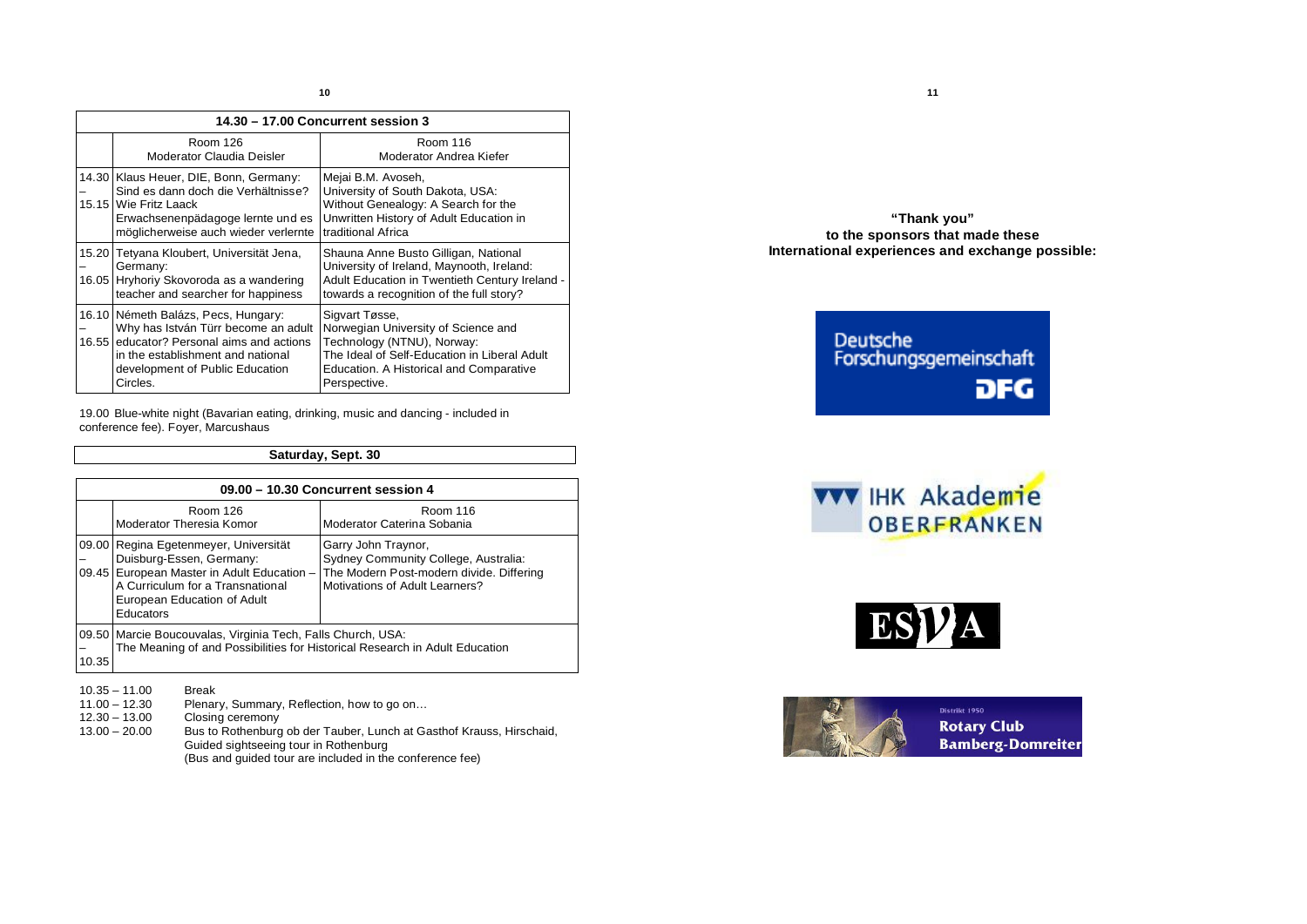| | | |
|---|---|---|
| **14.30 – 17.00 Concurrent session 3** | | |
| | Room 126<br>Moderator Claudia Deisler | Room 116<br>Moderator Andrea Kiefer |
| 14.30 – 15.15 | Klaus Heuer, DIE, Bonn, Germany: Sind es dann doch die Verhältnisse? Wie Fritz Laack Erwachsenenpädagoge lernte und es möglicherweise auch wieder verlernte | Mejai B.M. Avoseh, University of South Dakota, USA: Without Genealogy: A Search for the Unwritten History of Adult Education in traditional Africa |
| 15.20 – 16.05 | Tetyana Kloubert, Universität Jena, Germany: Hryhoriy Skovoroda as a wandering teacher and searcher for happiness | Shauna Anne Busto Gilligan, National University of Ireland, Maynooth, Ireland: Adult Education in Twentieth Century Ireland - towards a recognition of the full story? |
| 16.10 – 16.55 | Németh Balázs, Pecs, Hungary: Why has István Türr become an adult educator? Personal aims and actions in the establishment and national development of Public Education Circles. | Sigvart Tøsse, Norwegian University of Science and Technology (NTNU), Norway: The Ideal of Self-Education in Liberal Adult Education. A Historical and Comparative Perspective. |

19.00 Blue-white night (Bavarian eating, drinking, music and dancing - included in conference fee). Foyer, Marcushaus

## Saturday, Sept. 30

| | | |
|---|---|---|
| **09.00 – 10.30 Concurrent session 4** | | |
| | Room 126<br>Moderator Theresia Komor | Room 116<br>Moderator Caterina Sobania |
| 09.00 – 09.45 | Regina Egetenmeyer, Universität Duisburg-Essen, Germany: European Master in Adult Education – A Curriculum for a Transnational European Education of Adult Educators | Garry John Traynor, Sydney Community College, Australia: The Modern Post-modern divide. Differing Motivations of Adult Learners? |
| 09.50 – 10.35 | Marcie Boucouvalas, Virginia Tech, Falls Church, USA: The Meaning of and Possibilities for Historical Research in Adult Education | |

10.35 – 11.00 Break
11.00 – 12.30 Plenary, Summary, Reflection, how to go on…
12.30 – 13.00 Closing ceremony
13.00 – 20.00 Bus to Rothenburg ob der Tauber, Lunch at Gasthof Krauss, Hirschaid, Guided sightseeing tour in Rothenburg
(Bus and guided tour are included in the conference fee)

**"Thank you"**
**to the sponsors that made these**
**International experiences and exchange possible:**

Deutsche Forschungsgemeinschaft
DFG

IHK Akademie OBERFRANKEN

ESVA

Distrikt 1950
Rotary Club Bamberg-Domreiter